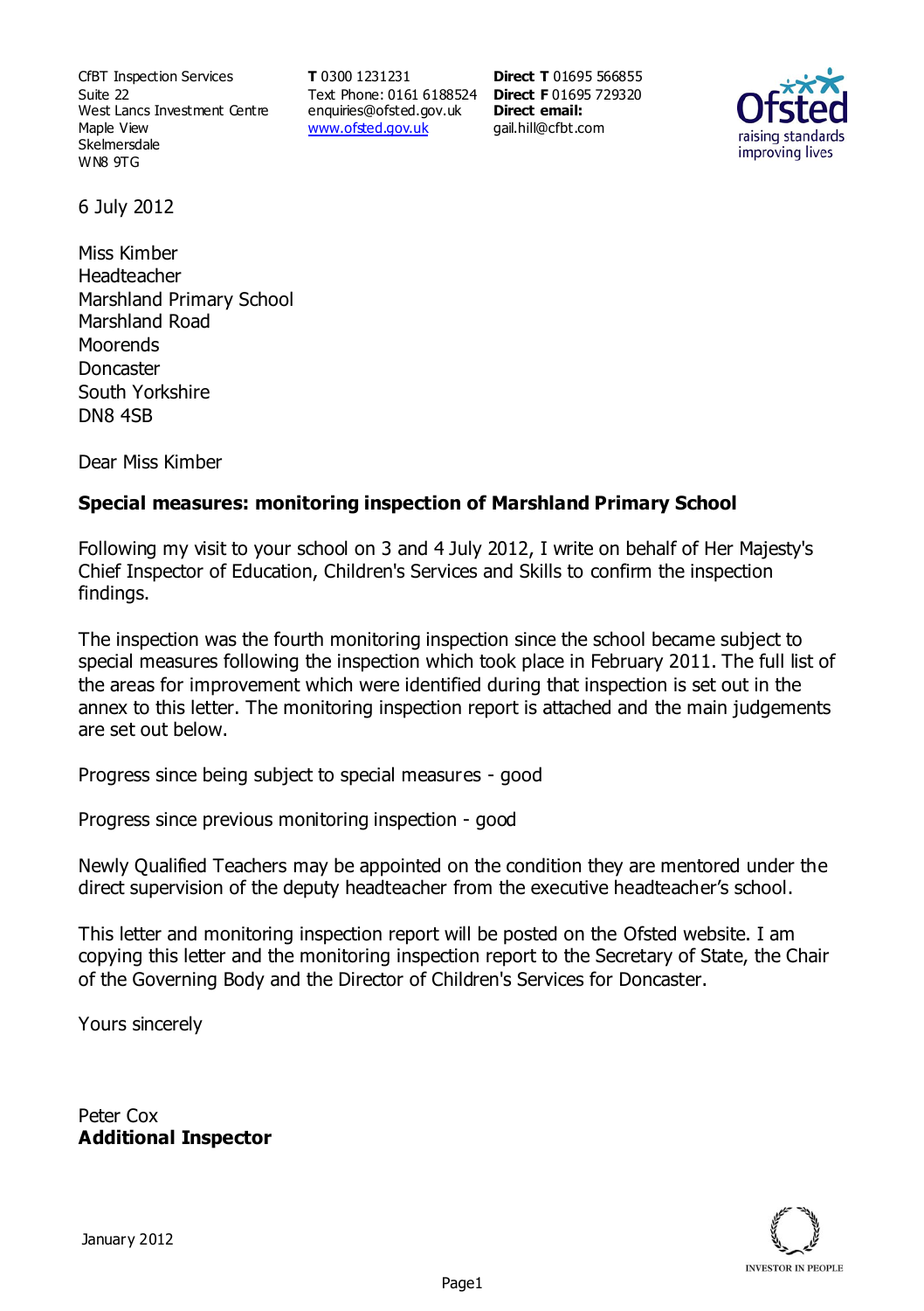CfBT Inspection Services
Suite 22
West Lancs Investment Centre
Maple View
Skelmersdale
WN8 9TG

**T** 0300 1231231
Text Phone: 0161 6188524
enquiries@ofsted.gov.uk
www.ofsted.gov.uk

**Direct T** 01695 566855
**Direct F** 01695 729320
**Direct email:**
gail.hill@cfbt.com

6 July 2012

Miss Kimber
Headteacher
Marshland Primary School
Marshland Road
Moorends
Doncaster
South Yorkshire
DN8 4SB

Dear Miss Kimber

**Special measures: monitoring inspection of Marshland Primary School**

Following my visit to your school on 3 and 4 July 2012, I write on behalf of Her Majesty's Chief Inspector of Education, Children's Services and Skills to confirm the inspection findings.

The inspection was the fourth monitoring inspection since the school became subject to special measures following the inspection which took place in February 2011. The full list of the areas for improvement which were identified during that inspection is set out in the annex to this letter. The monitoring inspection report is attached and the main judgements are set out below.

Progress since being subject to special measures - good

Progress since previous monitoring inspection - good

Newly Qualified Teachers may be appointed on the condition they are mentored under the direct supervision of the deputy headteacher from the executive headteacher's school.

This letter and monitoring inspection report will be posted on the Ofsted website. I am copying this letter and the monitoring inspection report to the Secretary of State, the Chair of the Governing Body and the Director of Children's Services for Doncaster.

Yours sincerely

Peter Cox
**Additional Inspector**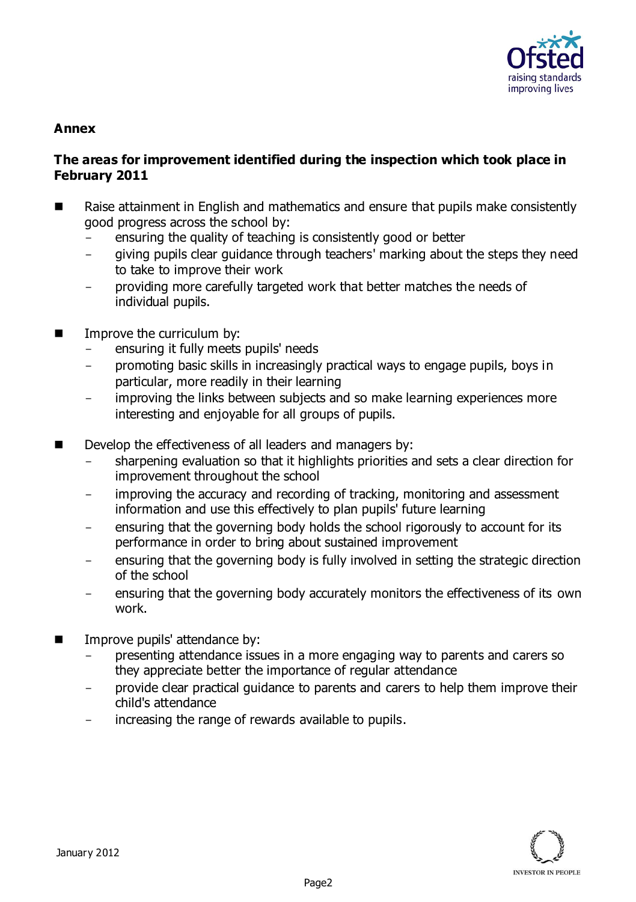**Annex**

**The areas for improvement identified during the inspection which took place in February 2011**

- Raise attainment in English and mathematics and ensure that pupils make consistently good progress across the school by:
  - ensuring the quality of teaching is consistently good or better
  - giving pupils clear guidance through teachers' marking about the steps they need to take to improve their work
  - providing more carefully targeted work that better matches the needs of individual pupils.

- Improve the curriculum by:
  - ensuring it fully meets pupils' needs
  - promoting basic skills in increasingly practical ways to engage pupils, boys in particular, more readily in their learning
  - improving the links between subjects and so make learning experiences more interesting and enjoyable for all groups of pupils.

- Develop the effectiveness of all leaders and managers by:
  - sharpening evaluation so that it highlights priorities and sets a clear direction for improvement throughout the school
  - improving the accuracy and recording of tracking, monitoring and assessment information and use this effectively to plan pupils' future learning
  - ensuring that the governing body holds the school rigorously to account for its performance in order to bring about sustained improvement
  - ensuring that the governing body is fully involved in setting the strategic direction of the school
  - ensuring that the governing body accurately monitors the effectiveness of its own work.

- Improve pupils' attendance by:
  - presenting attendance issues in a more engaging way to parents and carers so they appreciate better the importance of regular attendance
  - provide clear practical guidance to parents and carers to help them improve their child's attendance
  - increasing the range of rewards available to pupils.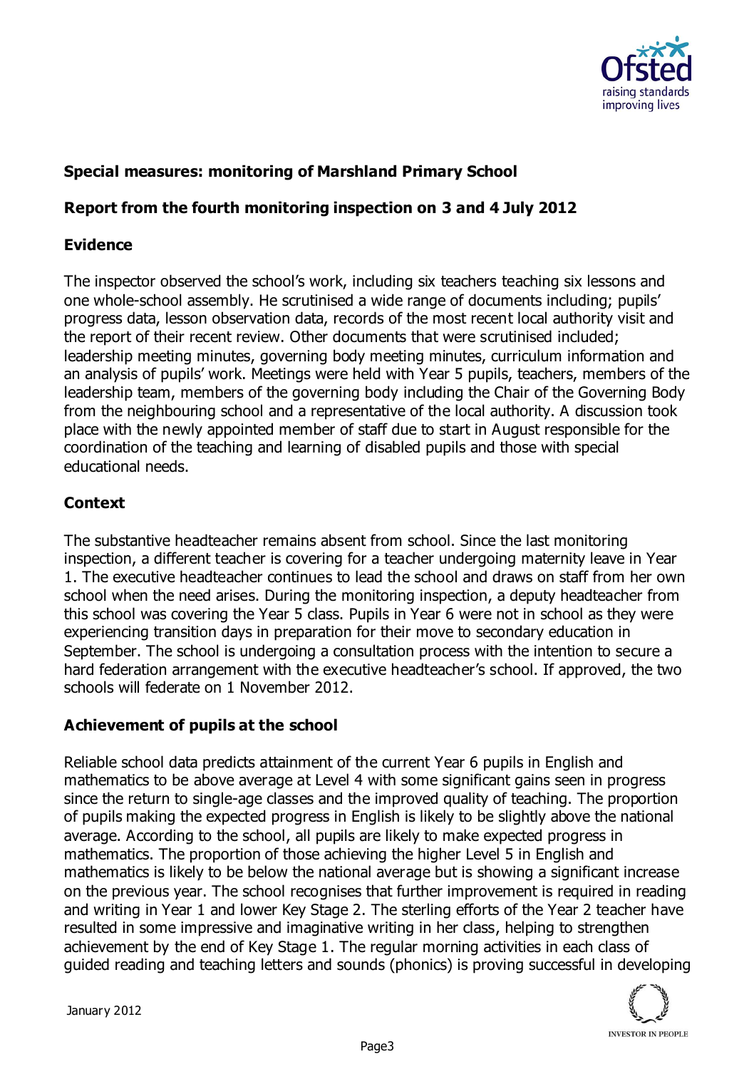**Special measures: monitoring of Marshland Primary School**

**Report from the fourth monitoring inspection on 3 and 4 July 2012**

**Evidence**

The inspector observed the school's work, including six teachers teaching six lessons and one whole-school assembly. He scrutinised a wide range of documents including; pupils' progress data, lesson observation data, records of the most recent local authority visit and the report of their recent review. Other documents that were scrutinised included; leadership meeting minutes, governing body meeting minutes, curriculum information and an analysis of pupils' work. Meetings were held with Year 5 pupils, teachers, members of the leadership team, members of the governing body including the Chair of the Governing Body from the neighbouring school and a representative of the local authority. A discussion took place with the newly appointed member of staff due to start in August responsible for the coordination of the teaching and learning of disabled pupils and those with special educational needs.

**Context**

The substantive headteacher remains absent from school. Since the last monitoring inspection, a different teacher is covering for a teacher undergoing maternity leave in Year 1. The executive headteacher continues to lead the school and draws on staff from her own school when the need arises. During the monitoring inspection, a deputy headteacher from this school was covering the Year 5 class. Pupils in Year 6 were not in school as they were experiencing transition days in preparation for their move to secondary education in September. The school is undergoing a consultation process with the intention to secure a hard federation arrangement with the executive headteacher's school. If approved, the two schools will federate on 1 November 2012.

**Achievement of pupils at the school**

Reliable school data predicts attainment of the current Year 6 pupils in English and mathematics to be above average at Level 4 with some significant gains seen in progress since the return to single-age classes and the improved quality of teaching. The proportion of pupils making the expected progress in English is likely to be slightly above the national average. According to the school, all pupils are likely to make expected progress in mathematics. The proportion of those achieving the higher Level 5 in English and mathematics is likely to be below the national average but is showing a significant increase on the previous year. The school recognises that further improvement is required in reading and writing in Year 1 and lower Key Stage 2. The sterling efforts of the Year 2 teacher have resulted in some impressive and imaginative writing in her class, helping to strengthen achievement by the end of Key Stage 1. The regular morning activities in each class of guided reading and teaching letters and sounds (phonics) is proving successful in developing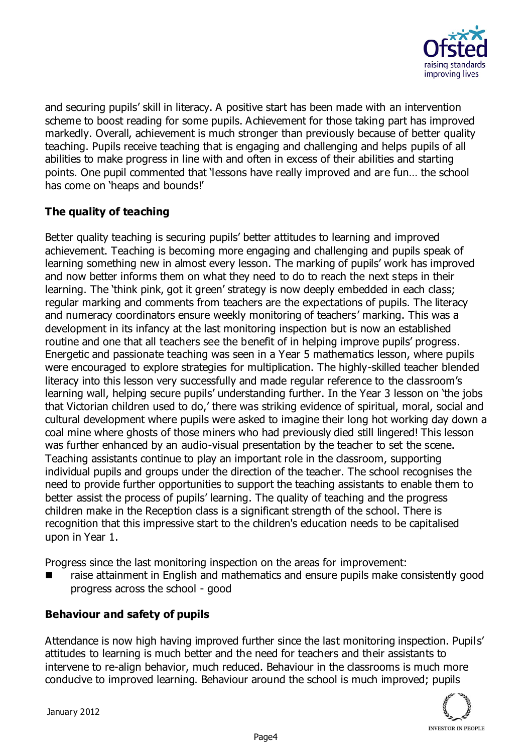and securing pupils' skill in literacy. A positive start has been made with an intervention scheme to boost reading for some pupils. Achievement for those taking part has improved markedly. Overall, achievement is much stronger than previously because of better quality teaching. Pupils receive teaching that is engaging and challenging and helps pupils of all abilities to make progress in line with and often in excess of their abilities and starting points. One pupil commented that 'lessons have really improved and are fun… the school has come on 'heaps and bounds!'

### The quality of teaching

Better quality teaching is securing pupils' better attitudes to learning and improved achievement. Teaching is becoming more engaging and challenging and pupils speak of learning something new in almost every lesson. The marking of pupils' work has improved and now better informs them on what they need to do to reach the next steps in their learning. The 'think pink, got it green' strategy is now deeply embedded in each class; regular marking and comments from teachers are the expectations of pupils. The literacy and numeracy coordinators ensure weekly monitoring of teachers' marking. This was a development in its infancy at the last monitoring inspection but is now an established routine and one that all teachers see the benefit of in helping improve pupils' progress. Energetic and passionate teaching was seen in a Year 5 mathematics lesson, where pupils were encouraged to explore strategies for multiplication. The highly-skilled teacher blended literacy into this lesson very successfully and made regular reference to the classroom's learning wall, helping secure pupils' understanding further. In the Year 3 lesson on 'the jobs that Victorian children used to do,' there was striking evidence of spiritual, moral, social and cultural development where pupils were asked to imagine their long hot working day down a coal mine where ghosts of those miners who had previously died still lingered! This lesson was further enhanced by an audio-visual presentation by the teacher to set the scene. Teaching assistants continue to play an important role in the classroom, supporting individual pupils and groups under the direction of the teacher. The school recognises the need to provide further opportunities to support the teaching assistants to enable them to better assist the process of pupils' learning. The quality of teaching and the progress children make in the Reception class is a significant strength of the school. There is recognition that this impressive start to the children's education needs to be capitalised upon in Year 1.

Progress since the last monitoring inspection on the areas for improvement:

- raise attainment in English and mathematics and ensure pupils make consistently good progress across the school - good

### Behaviour and safety of pupils

Attendance is now high having improved further since the last monitoring inspection. Pupils' attitudes to learning is much better and the need for teachers and their assistants to intervene to re-align behavior, much reduced. Behaviour in the classrooms is much more conducive to improved learning. Behaviour around the school is much improved; pupils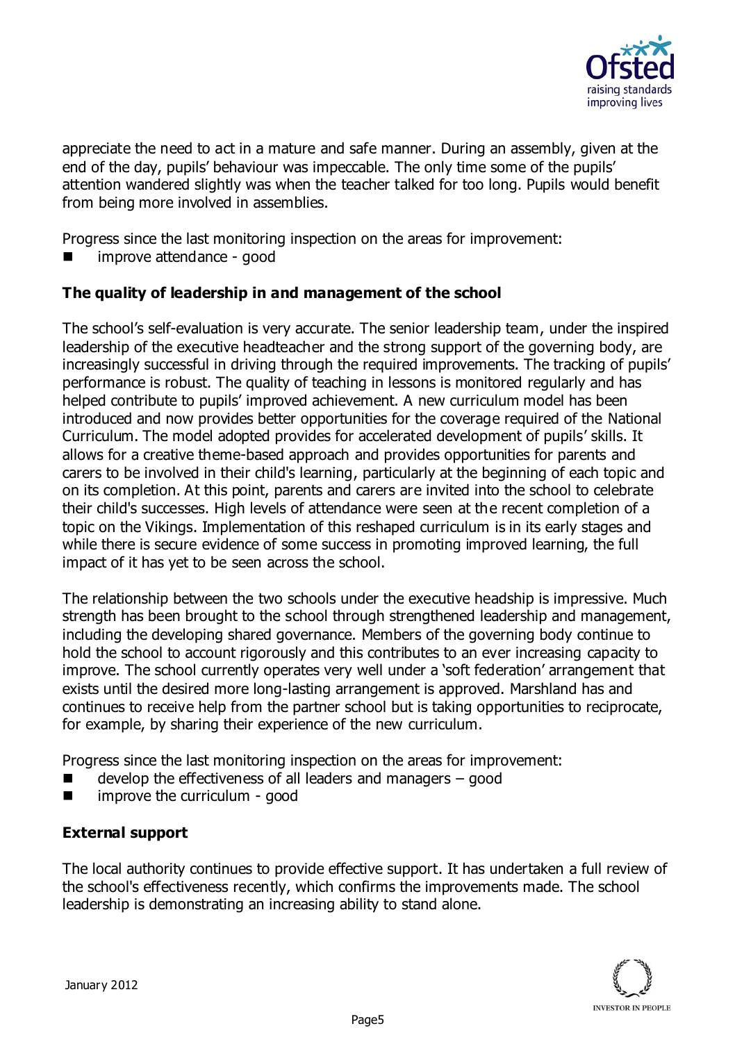appreciate the need to act in a mature and safe manner. During an assembly, given at the end of the day, pupils' behaviour was impeccable. The only time some of the pupils' attention wandered slightly was when the teacher talked for too long. Pupils would benefit from being more involved in assemblies.

Progress since the last monitoring inspection on the areas for improvement:

- improve attendance - good

**The quality of leadership in and management of the school**

The school's self-evaluation is very accurate. The senior leadership team, under the inspired leadership of the executive headteacher and the strong support of the governing body, are increasingly successful in driving through the required improvements. The tracking of pupils' performance is robust. The quality of teaching in lessons is monitored regularly and has helped contribute to pupils' improved achievement. A new curriculum model has been introduced and now provides better opportunities for the coverage required of the National Curriculum. The model adopted provides for accelerated development of pupils' skills. It allows for a creative theme-based approach and provides opportunities for parents and carers to be involved in their child's learning, particularly at the beginning of each topic and on its completion. At this point, parents and carers are invited into the school to celebrate their child's successes. High levels of attendance were seen at the recent completion of a topic on the Vikings. Implementation of this reshaped curriculum is in its early stages and while there is secure evidence of some success in promoting improved learning, the full impact of it has yet to be seen across the school.

The relationship between the two schools under the executive headship is impressive. Much strength has been brought to the school through strengthened leadership and management, including the developing shared governance. Members of the governing body continue to hold the school to account rigorously and this contributes to an ever increasing capacity to improve. The school currently operates very well under a 'soft federation' arrangement that exists until the desired more long-lasting arrangement is approved. Marshland has and continues to receive help from the partner school but is taking opportunities to reciprocate, for example, by sharing their experience of the new curriculum.

Progress since the last monitoring inspection on the areas for improvement:

- develop the effectiveness of all leaders and managers – good
- improve the curriculum - good

**External support**

The local authority continues to provide effective support. It has undertaken a full review of the school's effectiveness recently, which confirms the improvements made. The school leadership is demonstrating an increasing ability to stand alone.